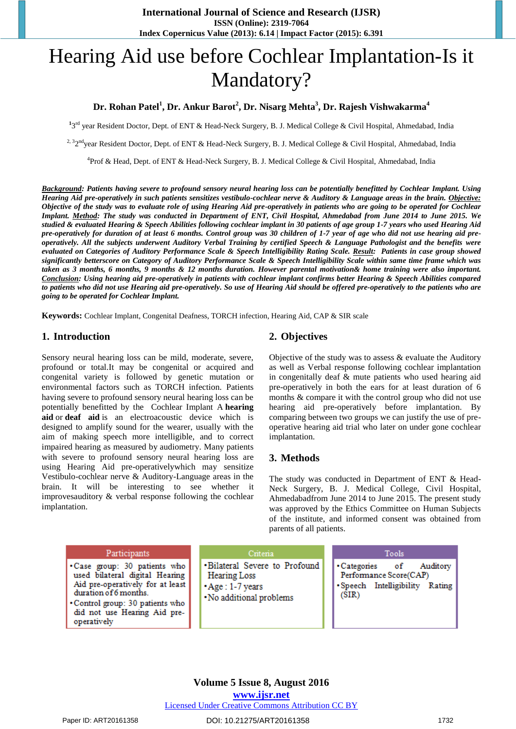# Hearing Aid use before Cochlear Implantation-Is it Mandatory?

**Dr. Rohan Patel[1], Dr. Ankur Barot[2], Dr. Nisarg Mehta[3], Dr. Rajesh Vishwakarma[4]**

[1]3rd year Resident Doctor, Dept. of ENT & Head-Neck Surgery, B. J. Medical College & Civil Hospital, Ahmedabad, India

[2, 3]2nd year Resident Doctor, Dept. of ENT & Head-Neck Surgery, B. J. Medical College & Civil Hospital, Ahmedabad, India

[4]Prof & Head, Dept. of ENT & Head-Neck Surgery, B. J. Medical College & Civil Hospital, Ahmedabad, India

***Background**: Patients having severe to profound sensory neural hearing loss can be potentially benefitted by Cochlear Implant. Using Hearing Aid pre-operatively in such patients sensitizes vestibulo-cochlear nerve & Auditory & Language areas in the brain. **Objective:** Objective of the study was to evaluate role of using Hearing Aid pre-operatively in patients who are going to be operated for Cochlear Implant. **Method**: The study was conducted in Department of ENT, Civil Hospital, Ahmedabad from June 2014 to June 2015. We studied & evaluated Hearing & Speech Abilities following cochlear implant in 30 patients of age group 1-7 years who used Hearing Aid pre-operatively for duration of at least 6 months. Control group was 30 children of 1-7 year of age who did not use hearing aid pre-operatively. All the subjects underwent Auditory Verbal Training by certified Speech & Language Pathologist and the benefits were evaluated on Categories of Auditory Performance Scale & Speech Intelligibility Rating Scale. **Result**: Patients in case group showed significantly betterscore on Category of Auditory Performance Scale & Speech Intelligibility Scale within same time frame which was taken as 3 months, 6 months, 9 months & 12 months duration. However parental motivation& home training were also important. **Conclusion**: Using hearing aid pre-operatively in patients with cochlear implant confirms better Hearing & Speech Abilities compared to patients who did not use Hearing aid pre-operatively. So use of Hearing Aid should be offered pre-operatively to the patients who are going to be operated for Cochlear Implant.*

**Keywords:** Cochlear Implant, Congenital Deafness, TORCH infection, Hearing Aid, CAP & SIR scale

## 1. Introduction

Sensory neural hearing loss can be mild, moderate, severe, profound or total.It may be congenital or acquired and congenital variety is followed by genetic mutation or environmental factors such as TORCH infection. Patients having severe to profound sensory neural hearing loss can be potentially benefitted by the Cochlear Implant A **hearing aid** or **deaf aid** is an electroacoustic device which is designed to amplify sound for the wearer, usually with the aim of making speech more intelligible, and to correct impaired hearing as measured by audiometry. Many patients with severe to profound sensory neural hearing loss are using Hearing Aid pre-operativelywhich may sensitize Vestibulo-cochlear nerve & Auditory-Language areas in the brain. It will be interesting to see whether it improvesauditory & verbal response following the cochlear implantation.

## 2. Objectives

Objective of the study was to assess & evaluate the Auditory as well as Verbal response following cochlear implantation in congenitally deaf & mute patients who used hearing aid pre-operatively in both the ears for at least duration of 6 months & compare it with the control group who did not use hearing aid pre-operatively before implantation. By comparing between two groups we can justify the use of pre-operative hearing aid trial who later on under gone cochlear implantation.

## 3. Methods

The study was conducted in Department of ENT & Head-Neck Surgery, B. J. Medical College, Civil Hospital, Ahmedabadfrom June 2014 to June 2015. The present study was approved by the Ethics Committee on Human Subjects of the institute, and informed consent was obtained from parents of all patients.

| Participants | Criteria | Tools |
|---|---|---|
| •Case group: 30 patients who used bilateral digital Hearing Aid pre-operatively for at least duration of 6 months.<br>•Control group: 30 patients who did not use Hearing Aid pre-operatively | •Bilateral Severe to Profound Hearing Loss<br>•Age : 1-7 years<br>•No additional problems | •Categories of Auditory Performance Score(CAP)<br>•Speech Intelligibility Rating (SIR) |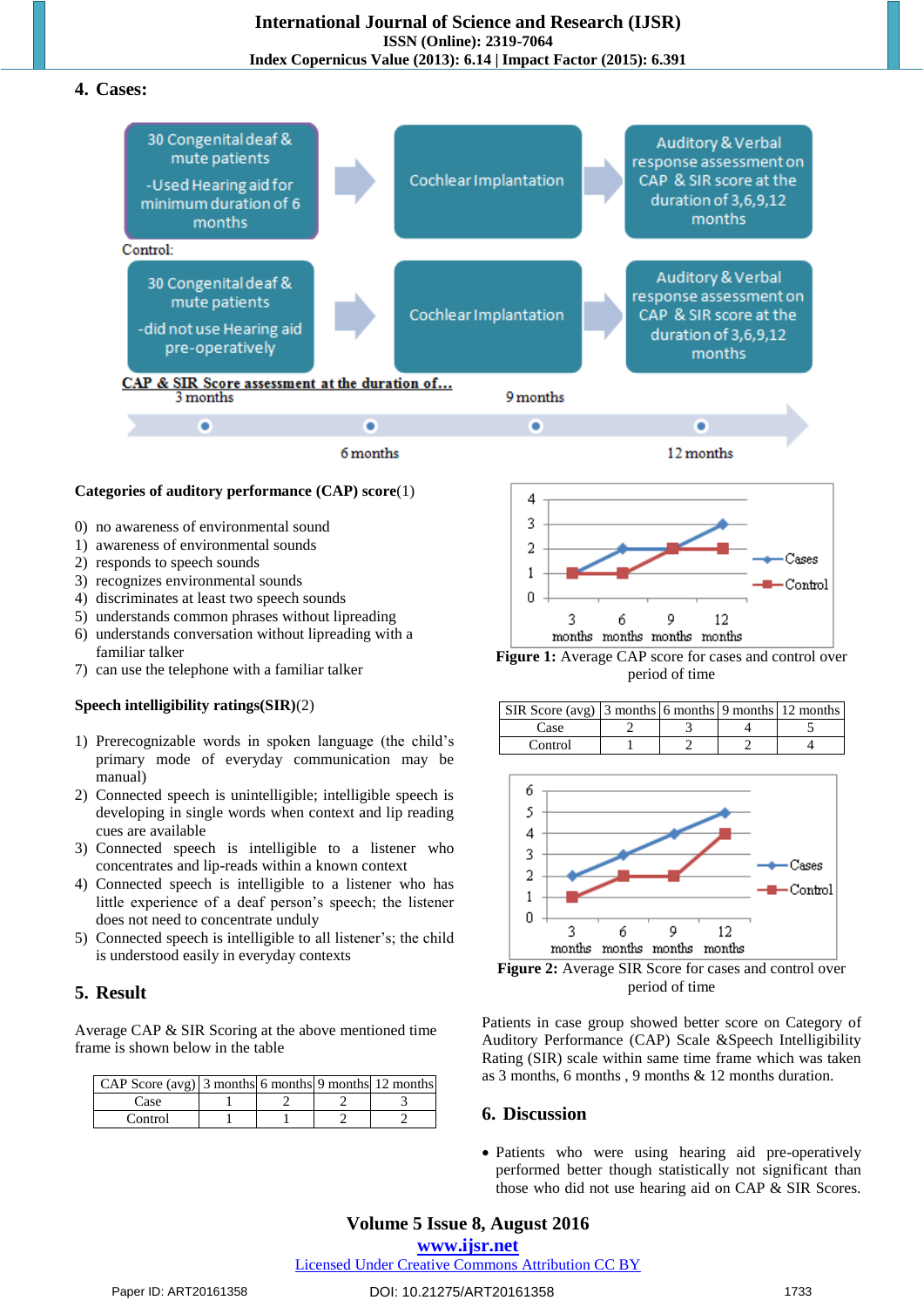## 4. Cases:

30 Congenital deaf & mute patients -Used Hearing aid for minimum duration of 6 months → Cochlear Implantation → Auditory & Verbal response assessment on CAP & SIR score at the duration of 3,6,9,12 months

Control:

30 Congenital deaf & mute patients -did not use Hearing aid pre-operatively → Cochlear Implantation → Auditory & Verbal response assessment on CAP & SIR score at the duration of 3,6,9,12 months

CAP & SIR Score assessment at the duration of...

3 months, 6 months, 9 months, 12 months

**Categories of auditory performance (CAP) score**(1)

0) no awareness of environmental sound
1) awareness of environmental sounds
2) responds to speech sounds
3) recognizes environmental sounds
4) discriminates at least two speech sounds
5) understands common phrases without lipreading
6) understands conversation without lipreading with a familiar talker
7) can use the telephone with a familiar talker

**Speech intelligibility ratings(SIR)**(2)

1) Prerecognizable words in spoken language (the child's primary mode of everyday communication may be manual)
2) Connected speech is unintelligible; intelligible speech is developing in single words when context and lip reading cues are available
3) Connected speech is intelligible to a listener who concentrates and lip-reads within a known context
4) Connected speech is intelligible to a listener who has little experience of a deaf person's speech; the listener does not need to concentrate unduly
5) Connected speech is intelligible to all listener's; the child is understood easily in everyday contexts

## 5. Result

Average CAP & SIR Scoring at the above mentioned time frame is shown below in the table

| CAP Score (avg) | 3 months | 6 months | 9 months | 12 months |
|---|---|---|---|---|
| Case | 1 | 2 | 2 | 3 |
| Control | 1 | 1 | 2 | 2 |

**Figure 1:** Average CAP score for cases and control over period of time

| SIR Score (avg) | 3 months | 6 months | 9 months | 12 months |
|---|---|---|---|---|
| Case | 2 | 3 | 4 | 5 |
| Control | 1 | 2 | 2 | 4 |

**Figure 2:** Average SIR Score for cases and control over period of time

Patients in case group showed better score on Category of Auditory Performance (CAP) Scale &Speech Intelligibility Rating (SIR) scale within same time frame which was taken as 3 months, 6 months , 9 months & 12 months duration.

## 6. Discussion

- Patients who were using hearing aid pre-operatively performed better though statistically not significant than those who did not use hearing aid on CAP & SIR Scores.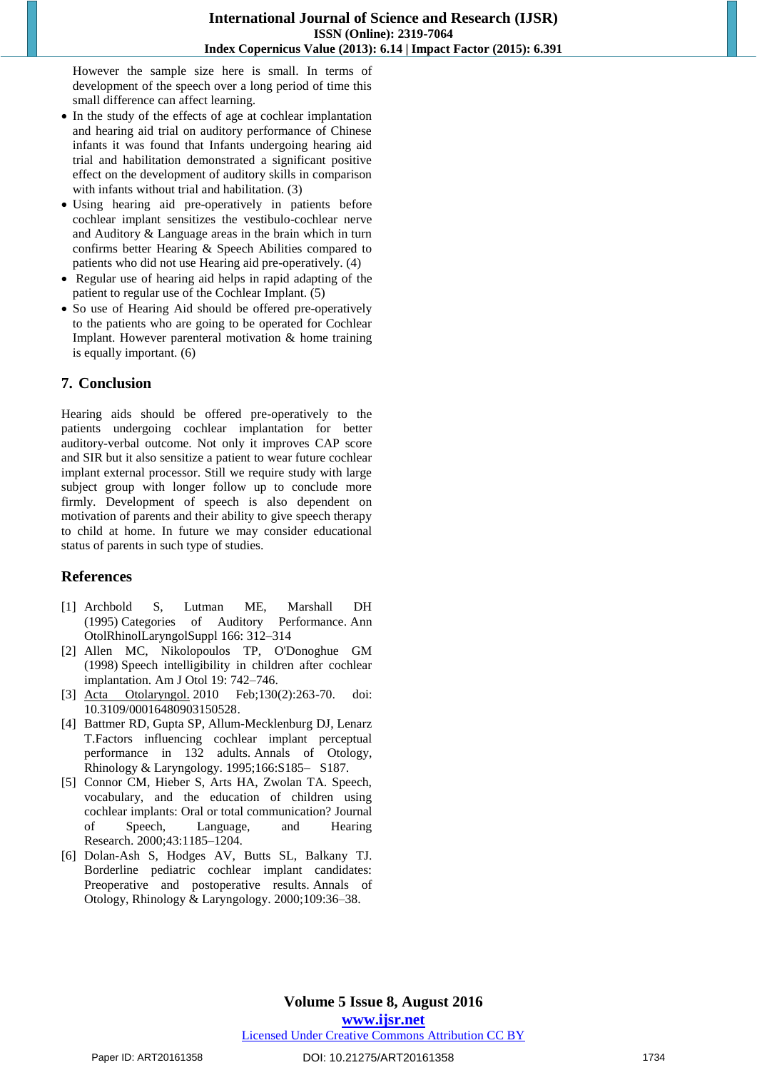However the sample size here is small. In terms of development of the speech over a long period of time this small difference can affect learning.

- In the study of the effects of age at cochlear implantation and hearing aid trial on auditory performance of Chinese infants it was found that Infants undergoing hearing aid trial and habilitation demonstrated a significant positive effect on the development of auditory skills in comparison with infants without trial and habilitation. (3)
- Using hearing aid pre-operatively in patients before cochlear implant sensitizes the vestibulo-cochlear nerve and Auditory & Language areas in the brain which in turn confirms better Hearing & Speech Abilities compared to patients who did not use Hearing aid pre-operatively. (4)
- Regular use of hearing aid helps in rapid adapting of the patient to regular use of the Cochlear Implant. (5)
- So use of Hearing Aid should be offered pre-operatively to the patients who are going to be operated for Cochlear Implant. However parenteral motivation & home training is equally important. (6)

## 7. Conclusion

Hearing aids should be offered pre-operatively to the patients undergoing cochlear implantation for better auditory-verbal outcome. Not only it improves CAP score and SIR but it also sensitize a patient to wear future cochlear implant external processor. Still we require study with large subject group with longer follow up to conclude more firmly. Development of speech is also dependent on motivation of parents and their ability to give speech therapy to child at home. In future we may consider educational status of parents in such type of studies.

## References

[1] Archbold S, Lutman ME, Marshall DH (1995) Categories of Auditory Performance. Ann OtolRhinolLaryngolSuppl 166: 312–314

[2] Allen MC, Nikolopoulos TP, O'Donoghue GM (1998) Speech intelligibility in children after cochlear implantation. Am J Otol 19: 742–746.

[3] Acta Otolaryngol. 2010 Feb;130(2):263-70. doi: 10.3109/00016480903150528.

[4] Battmer RD, Gupta SP, Allum-Mecklenburg DJ, Lenarz T.Factors influencing cochlear implant perceptual performance in 132 adults. Annals of Otology, Rhinology & Laryngology. 1995;166:S185– S187.

[5] Connor CM, Hieber S, Arts HA, Zwolan TA. Speech, vocabulary, and the education of children using cochlear implants: Oral or total communication? Journal of Speech, Language, and Hearing Research. 2000;43:1185–1204.

[6] Dolan-Ash S, Hodges AV, Butts SL, Balkany TJ. Borderline pediatric cochlear implant candidates: Preoperative and postoperative results. Annals of Otology, Rhinology & Laryngology. 2000;109:36–38.